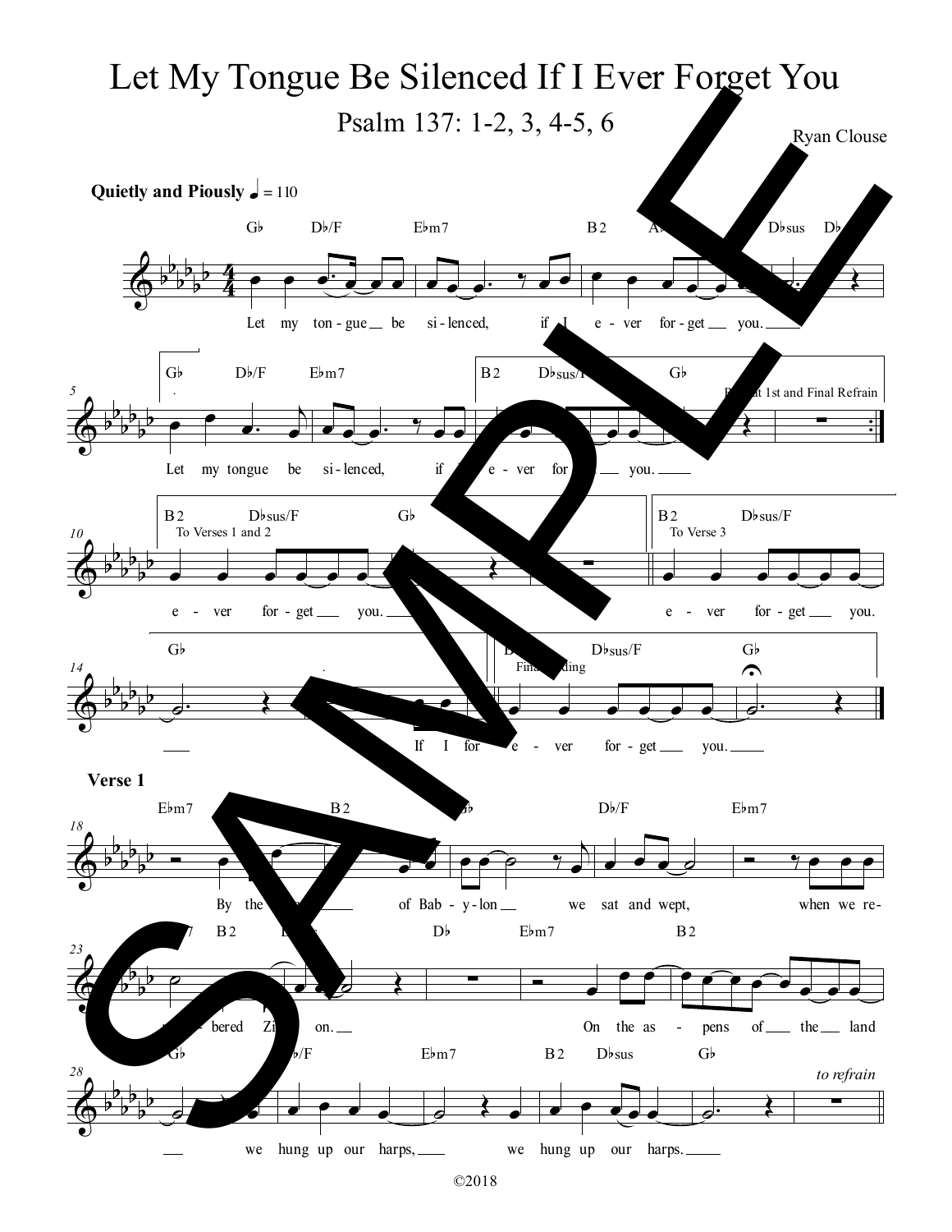# Let My Tongue Be Silenced If I Ever Forget You

## Psalm 137: 1-2, 3, 4-5, 6

Ryan Clouse

**Quietly and Piously** ♩ = 110

Let my tongue be silenced, if I ever forget you.

Let my tongue be silenced, if I ever forget you.

Repeat at 1st and Final Refrain

To Verses 1 and 2

ever forget you.

To Verse 3

ever forget you.

If I forever forget you.

Final Ending

ever forget you.

**Verse 1**

By the streams of Babylon we sat and wept, when we remembered Zion.

On the aspens of the land we hung up our harps, we hung up our harps.

*to refrain*

©2018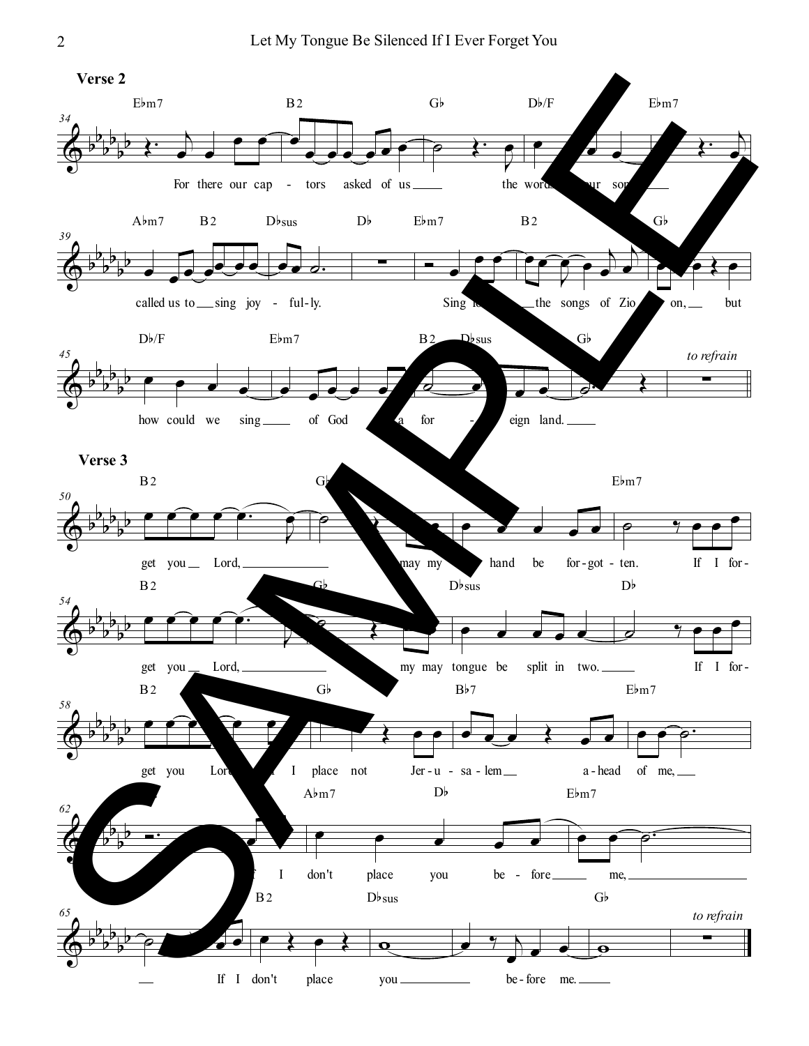## Verse 2

34 Ebm7 B2 Gb Db/F Ebm7

For there our cap - tors asked of us ___ the words of our song ___

39 Abm7 B2 Dbsus Db Ebm7 B2 Gb

called us to ___ sing joy - ful - ly. Sing to us ___ the songs of Zion, ___ but

45 Db/F Ebm7 B2 Dbsus Gb *to refrain*

how could we sing ___ of God in a for - eign land. ___

## Verse 3

50 B2 Gb Ebm7

get you ___ Lord, ___ may my hand be for - got - ten. If I for -

54 B2 Gb Dbsus Db

get you ___ Lord, ___ my may tongue be split in two. ___ If I for -

58 B2 Gb Bb7 Ebm7

get you Lord, if I place not Jer - u - sa - lem ___ a - head of me, ___

62 Abm7 Db Ebm7

If I don't place you be - fore ___ me, ___

65 B2 Dbsus Gb *to refrain*

___ If I don't place you ___ be - fore me. ___